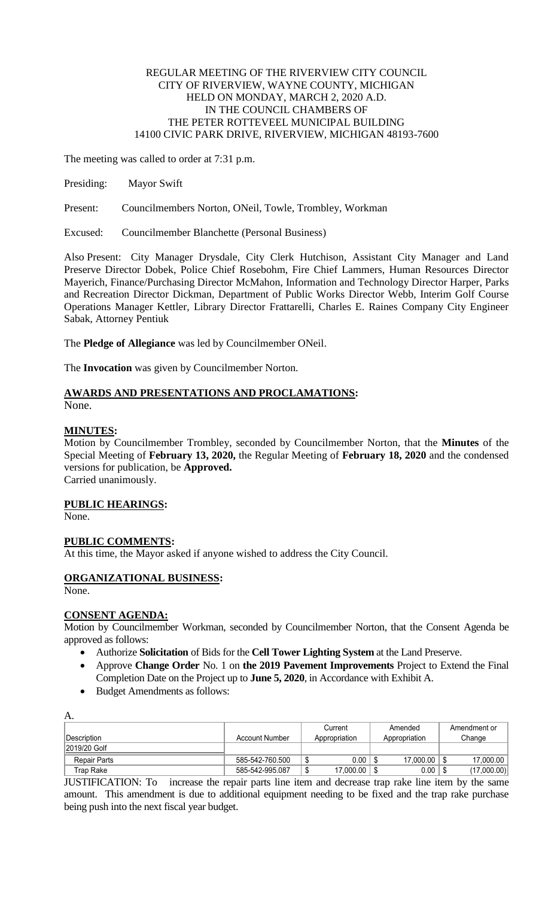REGULAR MEETING OF THE RIVERVIEW CITY COUNCIL
CITY OF RIVERVIEW, WAYNE COUNTY, MICHIGAN
HELD ON MONDAY, MARCH 2, 2020 A.D.
IN THE COUNCIL CHAMBERS OF
THE PETER ROTTEVEEL MUNICIPAL BUILDING
14100 CIVIC PARK DRIVE, RIVERVIEW, MICHIGAN 48193-7600

The meeting was called to order at 7:31 p.m.

Presiding: Mayor Swift

Present: Councilmembers Norton, ONeil, Towle, Trombley, Workman

Excused: Councilmember Blanchette (Personal Business)

Also Present: City Manager Drysdale, City Clerk Hutchison, Assistant City Manager and Land Preserve Director Dobek, Police Chief Rosebohm, Fire Chief Lammers, Human Resources Director Mayerich, Finance/Purchasing Director McMahon, Information and Technology Director Harper, Parks and Recreation Director Dickman, Department of Public Works Director Webb, Interim Golf Course Operations Manager Kettler, Library Director Frattarelli, Charles E. Raines Company City Engineer Sabak, Attorney Pentiuk

The **Pledge of Allegiance** was led by Councilmember ONeil.

The **Invocation** was given by Councilmember Norton.

## AWARDS AND PRESENTATIONS AND PROCLAMATIONS:

None.

## MINUTES:

Motion by Councilmember Trombley, seconded by Councilmember Norton, that the **Minutes** of the Special Meeting of **February 13, 2020,** the Regular Meeting of **February 18, 2020** and the condensed versions for publication, be **Approved.**
Carried unanimously.

## PUBLIC HEARINGS:

None.

## PUBLIC COMMENTS:

At this time, the Mayor asked if anyone wished to address the City Council.

## ORGANIZATIONAL BUSINESS:

None.

## CONSENT AGENDA:

Motion by Councilmember Workman, seconded by Councilmember Norton, that the Consent Agenda be approved as follows:

- Authorize **Solicitation** of Bids for the **Cell Tower Lighting System** at the Land Preserve.
- Approve **Change Order** No. 1 on **the 2019 Pavement Improvements** Project to Extend the Final Completion Date on the Project up to **June 5, 2020**, in Accordance with Exhibit A.
- Budget Amendments as follows:

A.

| Description | Account Number | Current Appropriation | Amended Appropriation | Amendment or Change |
|---|---|---|---|---|
| 2019/20 Golf | | | | |
| Repair Parts | 585-542-760.500 | $ 0.00 | $ 17,000.00 | $ 17,000.00 |
| Trap Rake | 585-542-995.087 | $ 17,000.00 | $ 0.00 | $ (17,000.00) |

JUSTIFICATION: To increase the repair parts line item and decrease trap rake line item by the same amount. This amendment is due to additional equipment needing to be fixed and the trap rake purchase being push into the next fiscal year budget.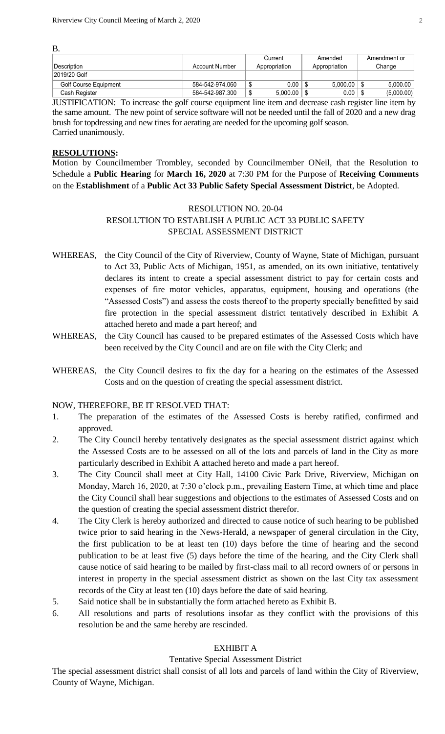B.

| Description | Account Number | Current Appropriation | Amended Appropriation | Amendment or Change |
|---|---|---|---|---|
| 2019/20 Golf | | | | |
| Golf Course Equipment | 584-542-974.060 | $ 0.00 | $ 5,000.00 | $ 5,000.00 |
| Cash Register | 584-542-987.300 | $ 5,000.00 | $ 0.00 | $ (5,000.00) |

JUSTIFICATION: To increase the golf course equipment line item and decrease cash register line item by the same amount. The new point of service software will not be needed until the fall of 2020 and a new drag brush for topdressing and new tines for aerating are needed for the upcoming golf season.
Carried unanimously.

**RESOLUTIONS:**

Motion by Councilmember Trombley, seconded by Councilmember ONeil, that the Resolution to Schedule a **Public Hearing** for **March 16, 2020** at 7:30 PM for the Purpose of **Receiving Comments** on the **Establishment** of a **Public Act 33 Public Safety Special Assessment District**, be Adopted.

RESOLUTION NO. 20-04
RESOLUTION TO ESTABLISH A PUBLIC ACT 33 PUBLIC SAFETY SPECIAL ASSESSMENT DISTRICT

WHEREAS, the City Council of the City of Riverview, County of Wayne, State of Michigan, pursuant to Act 33, Public Acts of Michigan, 1951, as amended, on its own initiative, tentatively declares its intent to create a special assessment district to pay for certain costs and expenses of fire motor vehicles, apparatus, equipment, housing and operations (the "Assessed Costs") and assess the costs thereof to the property specially benefitted by said fire protection in the special assessment district tentatively described in Exhibit A attached hereto and made a part hereof; and

WHEREAS, the City Council has caused to be prepared estimates of the Assessed Costs which have been received by the City Council and are on file with the City Clerk; and

WHEREAS, the City Council desires to fix the day for a hearing on the estimates of the Assessed Costs and on the question of creating the special assessment district.

NOW, THEREFORE, BE IT RESOLVED THAT:

1. The preparation of the estimates of the Assessed Costs is hereby ratified, confirmed and approved.
2. The City Council hereby tentatively designates as the special assessment district against which the Assessed Costs are to be assessed on all of the lots and parcels of land in the City as more particularly described in Exhibit A attached hereto and made a part hereof.
3. The City Council shall meet at City Hall, 14100 Civic Park Drive, Riverview, Michigan on Monday, March 16, 2020, at 7:30 o'clock p.m., prevailing Eastern Time, at which time and place the City Council shall hear suggestions and objections to the estimates of Assessed Costs and on the question of creating the special assessment district therefor.
4. The City Clerk is hereby authorized and directed to cause notice of such hearing to be published twice prior to said hearing in the News-Herald, a newspaper of general circulation in the City, the first publication to be at least ten (10) days before the time of hearing and the second publication to be at least five (5) days before the time of the hearing, and the City Clerk shall cause notice of said hearing to be mailed by first-class mail to all record owners of or persons in interest in property in the special assessment district as shown on the last City tax assessment records of the City at least ten (10) days before the date of said hearing.
5. Said notice shall be in substantially the form attached hereto as Exhibit B.
6. All resolutions and parts of resolutions insofar as they conflict with the provisions of this resolution be and the same hereby are rescinded.

EXHIBIT A

Tentative Special Assessment District

The special assessment district shall consist of all lots and parcels of land within the City of Riverview, County of Wayne, Michigan.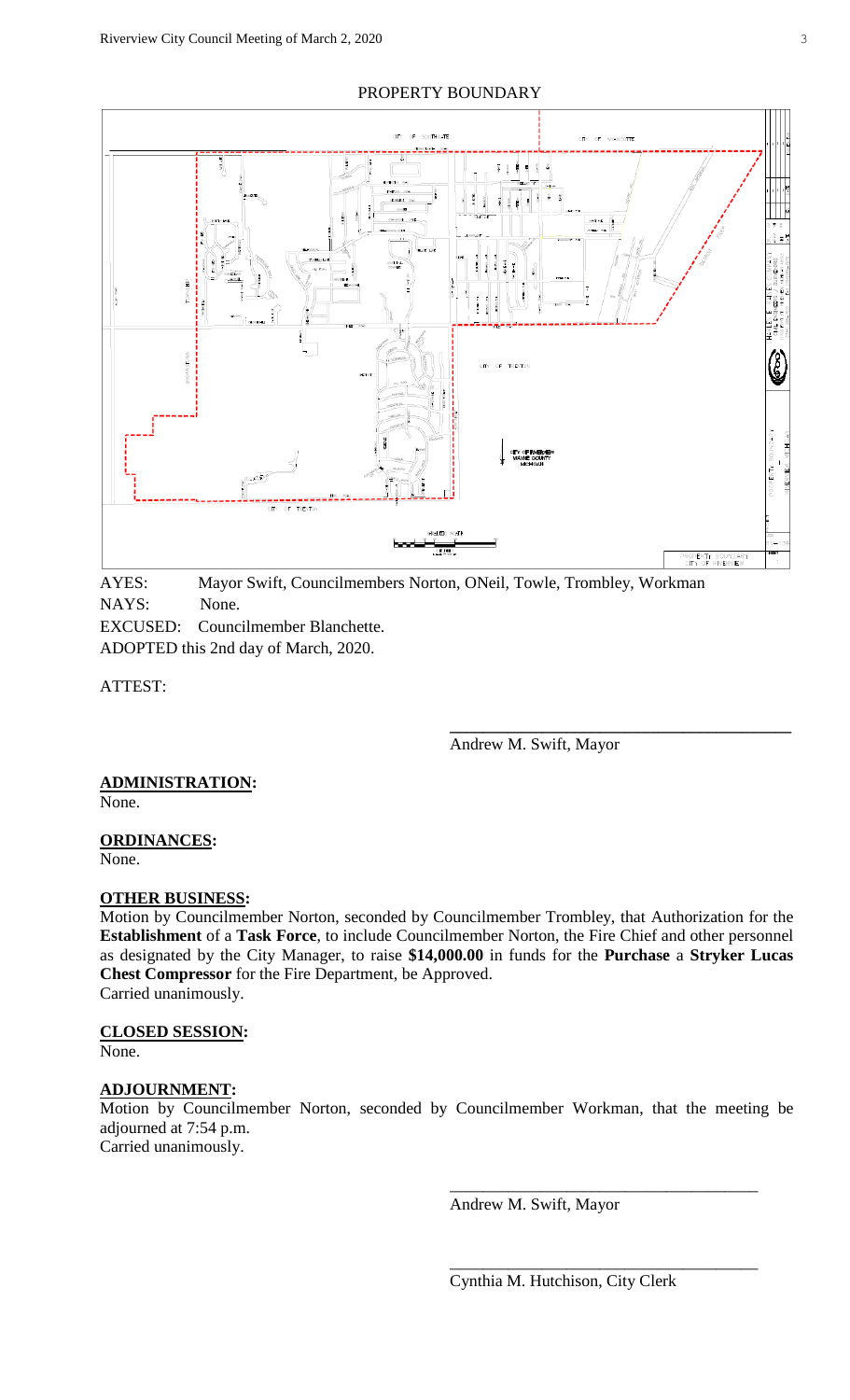PROPERTY BOUNDARY

AYES: Mayor Swift, Councilmembers Norton, ONeil, Towle, Trombley, Workman
NAYS: None.
EXCUSED: Councilmember Blanchette.
ADOPTED this 2nd day of March, 2020.

ATTEST:

\_\_\_\_\_\_\_\_\_\_\_\_\_\_\_\_\_\_\_\_\_\_\_\_\_\_\_\_\_\_\_\_\_\_\_\_\_\_\_\_
Andrew M. Swift, Mayor

**ADMINISTRATION:**
None.

**ORDINANCES:**
None.

**OTHER BUSINESS:**
Motion by Councilmember Norton, seconded by Councilmember Trombley, that Authorization for the **Establishment** of a **Task Force**, to include Councilmember Norton, the Fire Chief and other personnel as designated by the City Manager, to raise **$14,000.00** in funds for the **Purchase** a **Stryker Lucas Chest Compressor** for the Fire Department, be Approved.
Carried unanimously.

**CLOSED SESSION:**
None.

**ADJOURNMENT:**
Motion by Councilmember Norton, seconded by Councilmember Workman, that the meeting be adjourned at 7:54 p.m.
Carried unanimously.

\_\_\_\_\_\_\_\_\_\_\_\_\_\_\_\_\_\_\_\_\_\_\_\_\_\_\_\_\_\_\_\_\_\_\_\_\_\_\_\_
Andrew M. Swift, Mayor

\_\_\_\_\_\_\_\_\_\_\_\_\_\_\_\_\_\_\_\_\_\_\_\_\_\_\_\_\_\_\_\_\_\_\_\_\_\_\_\_
Cynthia M. Hutchison, City Clerk